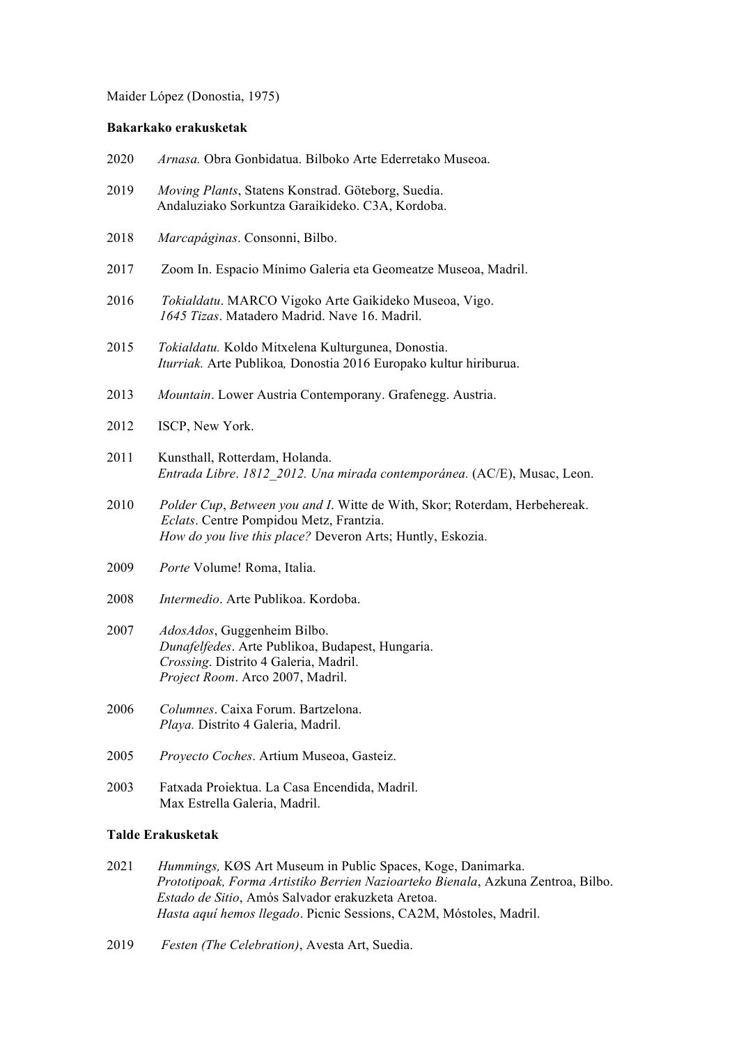Maider López (Donostia, 1975)

**Bakarkako erakusketak**

2020 *Arnasa.* Obra Gonbidatua. Bilboko Arte Ederretako Museoa.

2019 *Moving Plants*, Statens Konstrad. Göteborg, Suedia.
Andaluziako Sorkuntza Garaikideko. C3A, Kordoba.

2018 *Marcapáginas*. Consonni, Bilbo.

2017 Zoom In. Espacio Mínimo Galeria eta Geomeatze Museoa, Madril.

2016 *Tokialdatu*. MARCO Vigoko Arte Gaikideko Museoa, Vigo.
*1645 Tizas*. Matadero Madrid. Nave 16. Madril.

2015 *Tokialdatu.* Koldo Mitxelena Kulturgunea, Donostia.
*Iturriak.* Arte Publikoa*,* Donostia 2016 Europako kultur hiriburua.

2013 *Mountain*. Lower Austria Contemporany. Grafenegg. Austria.

2012 ISCP, New York.

2011 Kunsthall, Rotterdam, Holanda.
*Entrada Libre*. *1812_2012. Una mirada contemporánea.* (AC/E), Musac, Leon.

2010 *Polder Cup*, *Between you and I*. Witte de With, Skor; Roterdam, Herbehereak.
*Eclats*. Centre Pompidou Metz, Frantzia.
*How do you live this place?* Deveron Arts; Huntly, Eskozia.

2009 *Porte* Volume! Roma, Italia.

2008 *Intermedio*. Arte Publikoa. Kordoba.

2007 *AdosAdos*, Guggenheim Bilbo.
*Dunafelfedes*. Arte Publikoa, Budapest, Hungaria.
*Crossing*. Distrito 4 Galeria, Madril.
*Project Room*. Arco 2007, Madril.

2006 *Columnes*. Caixa Forum. Bartzelona.
*Playa.* Distrito 4 Galeria, Madril.

2005 *Proyecto Coches*. Artium Museoa, Gasteiz.

2003 Fatxada Proiektua. La Casa Encendida, Madril.
Max Estrella Galeria, Madril.

**Talde Erakusketak**

2021 *Hummings,* KØS Art Museum in Public Spaces, Koge, Danimarka.
*Prototipoak, Forma Artistiko Berrien Nazioarteko Bienala*, Azkuna Zentroa, Bilbo.
*Estado de Sitio*, Amós Salvador erakuzketa Aretoa.
*Hasta aquí hemos llegado*. Picnic Sessions, CA2M, Móstoles, Madril.

2019 *Festen (The Celebration)*, Avesta Art, Suedia.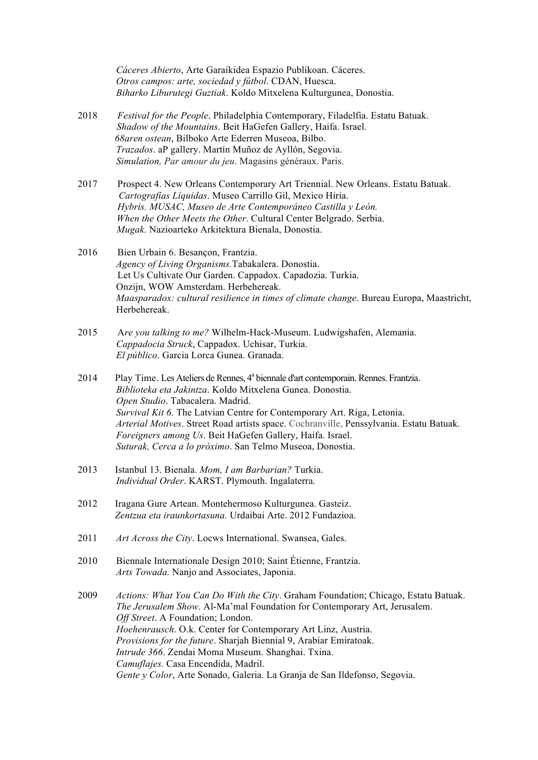*Cáceres Abierto*, Arte Garaikidea Espazio Publikoan. Cáceres.
*Otros campos: arte, sociedad y fútbol*. CDAN, Huesca.
*Biharko Liburutegi Guztiak*. Koldo Mitxelena Kulturgunea, Donostia.

2018 *Festival for the People*. Philadelphia Contemporary, Filadelfia. Estatu Batuak.
*Shadow of the Mountains*. Beit HaGefen Gallery, Haifa. Israel.
*68aren ostean*, Bilboko Arte Ederren Museoa, Bilbo.
*Trazados*. aP gallery. Martín Muñoz de Ayllón, Segovia.
*Simulation, Par amour du jeu*. Magasins généraux. Paris.

2017 Prospect 4. New Orleans Contemporary Art Triennial. New Orleans. Estatu Batuak.
*Cartografías Líquidas*. Museo Carrillo Gil, Mexico Hiria.
*Hybris. MUSAC, Museo de Arte Contemporáneo Castilla y León.*
*When the Other Meets the Other*. Cultural Center Belgrado. Serbia.
*Mugak.* Nazioarteko Arkitektura Bienala, Donostia.

2016 Bien Urbain 6. Besançon, Frantzia.
*Agency of Living Organisms.*Tabakalera. Donostia.
Let Us Cultivate Our Garden. Cappadox. Capadozia. Turkia.
Onzijn, WOW Amsterdam. Herbehereak.
*Maasparadox: cultural resilience in times of climate change*. Bureau Europa, Maastricht, Herbehereak.

2015 A*re you talking to me?* Wilhelm-Hack-Museum. Ludwigshafen, Alemania.
*Cappadocia Struck*, Cappadox. Uchisar, Turkia.
*El público*. Garcia Lorca Gunea. Granada.

2014 Play Time. Les Ateliers de Rennes, 4ª biennale d'art contemporain. Rennes. Frantzia.
*Biblioteka eta Jakintza*. Koldo Mitxelena Gunea. Donostia.
*Open Studio*. Tabacalera. Madrid.
*Survival Kit 6.* The Latvian Centre for Contemporary Art. Riga, Letonia.
*Arterial Motives*. Street Road artists space. Cochranville, Penssylvania. Estatu Batuak.
*Foreigners among Us*. Beit HaGefen Gallery, Haifa. Israel.
*Suturak, Cerca a lo próximo*. San Telmo Museoa, Donostia.

2013 Istanbul 13. Bienala. *Mom, I am Barbarian?* Turkia.
*Individual Order*. KARST. Plymouth. Ingalaterra.

2012 Iragana Gure Artean. Montehermoso Kulturgunea. Gasteiz.
*Zentzua eta iraunkortasuna.* Urdaibai Arte. 2012 Fundazioa.

2011 *Art Across the City*. Locws International. Swansea, Gales.

2010 Biennale Internationale Design 2010; Saint Étienne, Frantzia.
*Arts Towada.* Nanjo and Associates, Japonia.

2009 *Actions: What You Can Do With the City*. Graham Foundation; Chicago, Estatu Batuak.
*The Jerusalem Show*. Al-Ma'mal Foundation for Contemporary Art, Jerusalem.
*Off Street*. A Foundation; London.
*Hoehenrausch*. O.k. Center for Contemporary Art Linz, Austria.
*Provisions for the future*. Sharjah Biennial 9, Arabiar Emiratoak.
*Intrude 366*. Zendai Moma Museum. Shanghai. Txina.
*Camuflajes.* Casa Encendida, Madril.
*Gente y Color*, Arte Sonado, Galeria. La Granja de San Ildefonso, Segovia.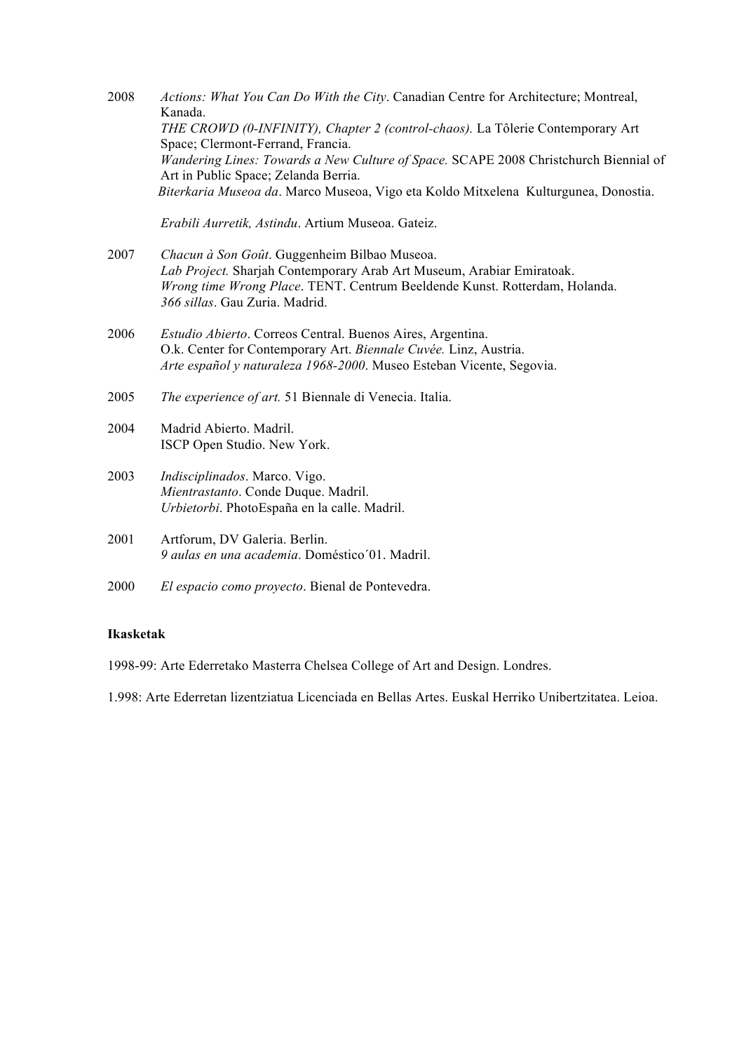2008 *Actions: What You Can Do With the City*. Canadian Centre for Architecture; Montreal, Kanada.
*THE CROWD (0-INFINITY), Chapter 2 (control-chaos).* La Tôlerie Contemporary Art Space; Clermont-Ferrand, Francia.
*Wandering Lines: Towards a New Culture of Space.* SCAPE 2008 Christchurch Biennial of Art in Public Space; Zelanda Berria.
*Biterkaria Museoa da*. Marco Museoa, Vigo eta Koldo Mitxelena Kulturgunea, Donostia.

*Erabili Aurretik, Astindu*. Artium Museoa. Gateiz.

2007 *Chacun à Son Goût*. Guggenheim Bilbao Museoa.
*Lab Project.* Sharjah Contemporary Arab Art Museum, Arabiar Emiratoak.
*Wrong time Wrong Place*. TENT. Centrum Beeldende Kunst. Rotterdam, Holanda.
*366 sillas*. Gau Zuria. Madrid.

2006 *Estudio Abierto*. Correos Central. Buenos Aires, Argentina.
O.k. Center for Contemporary Art. *Biennale Cuvée.* Linz, Austria.
*Arte español y naturaleza 1968-2000*. Museo Esteban Vicente, Segovia.

2005 *The experience of art.* 51 Biennale di Venecia. Italia.

2004 Madrid Abierto. Madril.
ISCP Open Studio. New York.

2003 *Indisciplinados*. Marco. Vigo.
*Mientrastanto*. Conde Duque. Madril.
*Urbietorbi*. PhotoEspaña en la calle. Madril.

2001 Artforum, DV Galeria. Berlin.
*9 aulas en una academia*. Doméstico´01. Madril.

2000 *El espacio como proyecto*. Bienal de Pontevedra.

**Ikasketak**

1998-99: Arte Ederretako Masterra Chelsea College of Art and Design. Londres.

1.998: Arte Ederretan lizentziatua Licenciada en Bellas Artes. Euskal Herriko Unibertzitatea. Leioa.